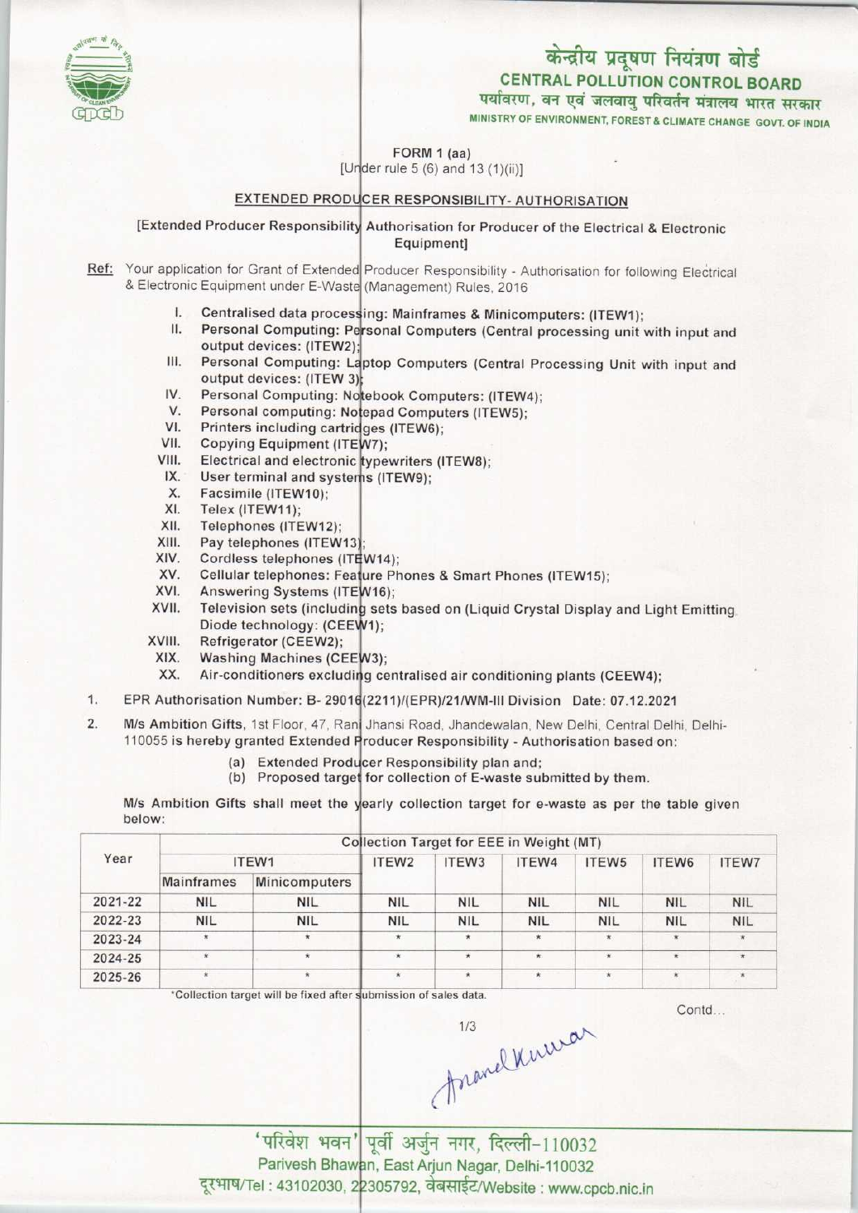# केन्द्रीय प्रदूषण नियंत्रण बोर्ड

# CENTRAL POLLUTION CONTROL BOARD

पर्यावरण, वन एवं जलवायु परिवर्तन मंत्रालय भारत सरकार

MINISTRY OF ENVIRONMENT, FOREST & CLIMATE CHANGE GOVT. OF INDIA

FORM 1 (aa)

[Under rule 5 (6) and 13 (1)(ii)]

## EXTENDED PRODUCER RESPONSIBILITY- AUTHORISATION

[Extended Producer Responsibility Authorisation for Producer of the Electrical & Electronic Equipment]

**Ref:** Your application for Grant of Extended Producer Responsibility - Authorisation for following Electrical & Electronic Equipment under E-Waste (Management) Rules, 2016

I. **Centralised data processing: Mainframes & Minicomputers: (ITEW1);**
II. **Personal Computing: Personal Computers (Central processing unit with input and output devices: (ITEW2);**
III. **Personal Computing: Laptop Computers (Central Processing Unit with input and output devices: (ITEW 3);**
IV. **Personal Computing: Notebook Computers: (ITEW4);**
V. **Personal computing: Notepad Computers (ITEW5);**
VI. **Printers including cartridges (ITEW6);**
VII. **Copying Equipment (ITEW7);**
VIII. **Electrical and electronic typewriters (ITEW8);**
IX. **User terminal and systems (ITEW9);**
X. **Facsimile (ITEW10);**
XI. **Telex (ITEW11);**
XII. **Telephones (ITEW12);**
XIII. **Pay telephones (ITEW13);**
XIV. **Cordless telephones (ITEW14);**
XV. **Cellular telephones: Feature Phones & Smart Phones (ITEW15);**
XVI. **Answering Systems (ITEW16);**
XVII. **Television sets (including sets based on (Liquid Crystal Display and Light Emitting Diode technology: (CEEW1);**
XVIII. **Refrigerator (CEEW2);**
XIX. **Washing Machines (CEEW3);**
XX. **Air-conditioners excluding centralised air conditioning plants (CEEW4);**

1. EPR Authorisation Number: B- 29016(2211)/(EPR)/21/WM-III Division Date: 07.12.2021

2. M/s Ambition Gifts, 1st Floor, 47, Rani Jhansi Road, Jhandewalan, New Delhi, Central Delhi, Delhi-110055 is hereby granted Extended Producer Responsibility - Authorisation based on:

   (a) Extended Producer Responsibility plan and;
   (b) Proposed target for collection of E-waste submitted by them.

M/s Ambition Gifts shall meet the yearly collection target for e-waste as per the table given below:

| Year | Collection Target for EEE in Weight (MT) | | | | | | | |
|---|---|---|---|---|---|---|---|---|
| | ITEW1 | | ITEW2 | ITEW3 | ITEW4 | ITEW5 | ITEW6 | ITEW7 |
| | Mainframes | Minicomputers | | | | | | |
| 2021-22 | NIL | NIL | NIL | NIL | NIL | NIL | NIL | NIL |
| 2022-23 | NIL | NIL | NIL | NIL | NIL | NIL | NIL | NIL |
| 2023-24 | * | * | * | * | * | * | * | * |
| 2024-25 | * | * | * | * | * | * | * | * |
| 2025-26 | * | * | * | * | * | * | * | * |

*Collection target will be fixed after submission of sales data.

Contd...

'परिवेश भवन' पूर्वी अर्जुन नगर, दिल्ली-110032

Parivesh Bhawan, East Arjun Nagar, Delhi-110032

दूरभाष/Tel : 43102030, 22305792, वेबसाईट/Website : www.cpcb.nic.in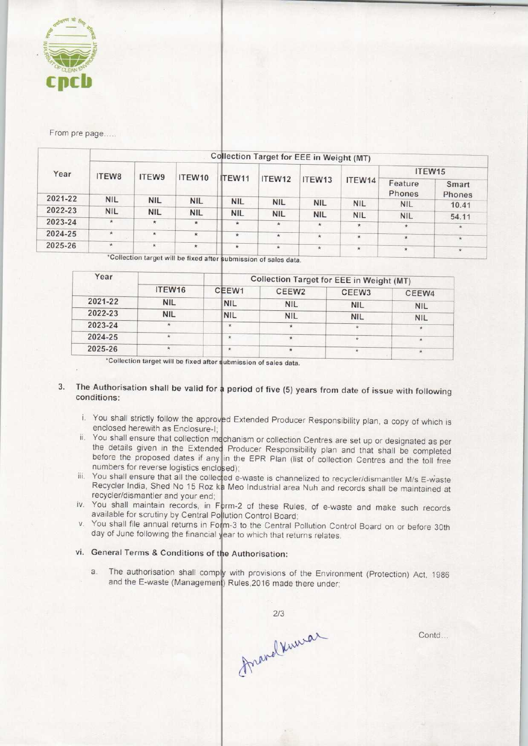From pre page.....

| Year | Collection Target for EEE in Weight (MT) | | | | | | | | |
|---|---|---|---|---|---|---|---|---|---|
| | ITEW8 | ITEW9 | ITEW10 | ITEW11 | ITEW12 | ITEW13 | ITEW14 | ITEW15 | |
| | | | | | | | | Feature Phones | Smart Phones |
| 2021-22 | NIL | NIL | NIL | NIL | NIL | NIL | NIL | NIL | 10.41 |
| 2022-23 | NIL | NIL | NIL | NIL | NIL | NIL | NIL | NIL | 54.11 |
| 2023-24 | * | * | * | * | * | * | * | * | * |
| 2024-25 | * | * | * | * | * | * | * | * | * |
| 2025-26 | * | * | * | * | * | * | * | * | * |

*Collection target will be fixed after submission of sales data.

| Year | Collection Target for EEE in Weight (MT) | | | | |
|---|---|---|---|---|---|
| | ITEW16 | CEEW1 | CEEW2 | CEEW3 | CEEW4 |
| 2021-22 | NIL | NIL | NIL | NIL | NIL |
| 2022-23 | NIL | NIL | NIL | NIL | NIL |
| 2023-24 | * | * | * | * | * |
| 2024-25 | * | * | * | * | * |
| 2025-26 | * | * | * | * | * |

*Collection target will be fixed after submission of sales data.

3. **The Authorisation shall be valid for a period of five (5) years from date of issue with following conditions:**

   i. You shall strictly follow the approved Extended Producer Responsibility plan, a copy of which is enclosed herewith as Enclosure-I;

   ii. You shall ensure that collection mechanism or collection Centres are set up or designated as per the details given in the Extended Producer Responsibility plan and that shall be completed before the proposed dates if any in the EPR Plan (list of collection Centres and the toll free numbers for reverse logistics enclosed);

   iii. You shall ensure that all the collected e-waste is channelized to recycler/dismantler M/s E-waste Recycler India, Shed No 15 Roz ka Meo Industrial area Nuh and records shall be maintained at recycler/dismantler and your end;

   iv. You shall maintain records, in Form-2 of these Rules, of e-waste and make such records available for scrutiny by Central Pollution Control Board;

   v. You shall file annual returns in Form-3 to the Central Pollution Control Board on or before 30th day of June following the financial year to which that returns relates.

   vi. **General Terms & Conditions of the Authorisation:**

      a. The authorisation shall comply with provisions of the Environment (Protection) Act, 1986 and the E-waste (Management) Rules,2016 made there under;

Contd...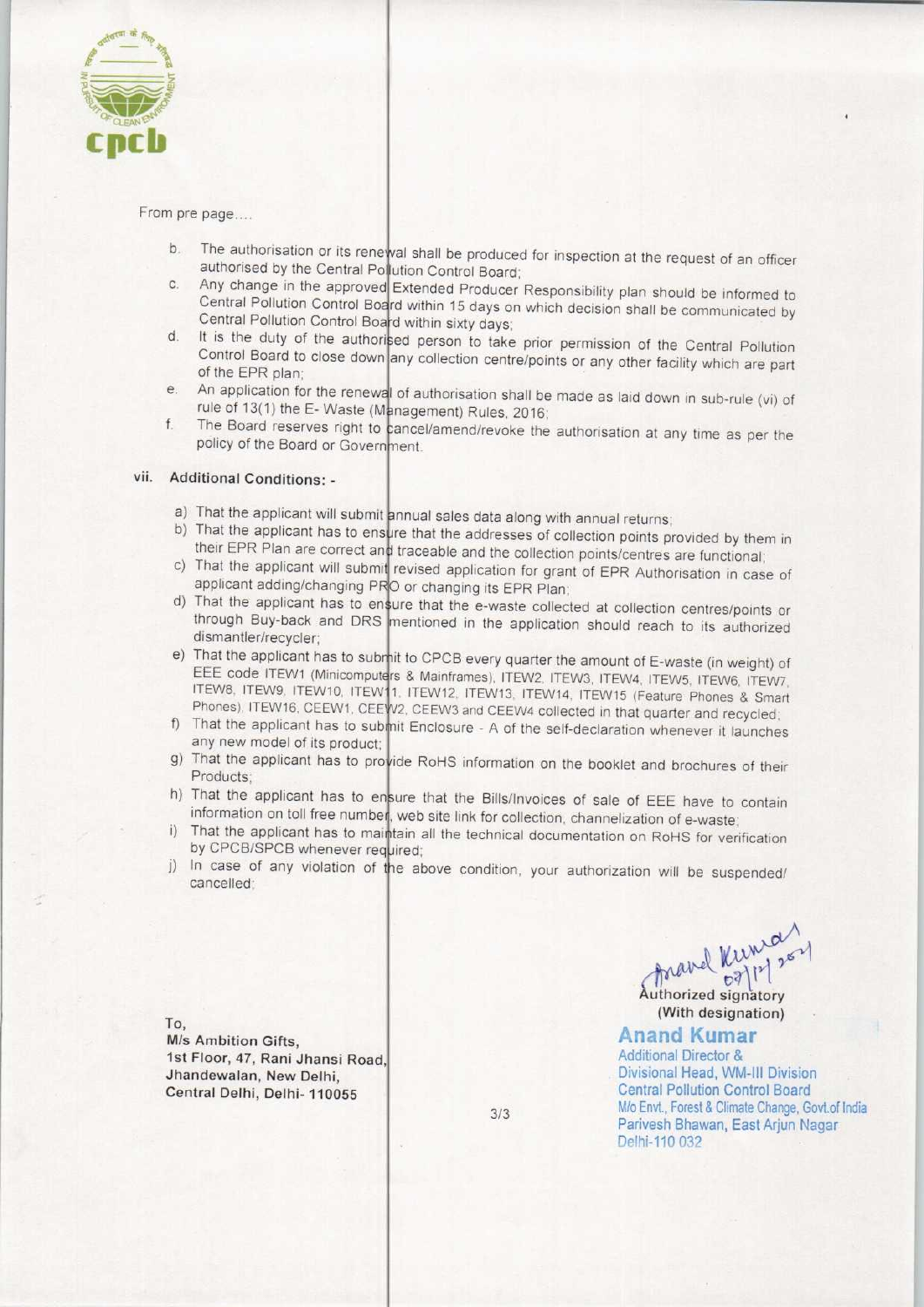From pre page....

- b. The authorisation or its renewal shall be produced for inspection at the request of an officer authorised by the Central Pollution Control Board;
- c. Any change in the approved Extended Producer Responsibility plan should be informed to Central Pollution Control Board within 15 days on which decision shall be communicated by Central Pollution Control Board within sixty days;
- d. It is the duty of the authorised person to take prior permission of the Central Pollution Control Board to close down any collection centre/points or any other facility which are part of the EPR plan;
- e. An application for the renewal of authorisation shall be made as laid down in sub-rule (vi) of rule of 13(1) the E- Waste (Management) Rules, 2016;
- f. The Board reserves right to cancel/amend/revoke the authorisation at any time as per the policy of the Board or Government.

## vii. Additional Conditions: -

- a) That the applicant will submit annual sales data along with annual returns;
- b) That the applicant has to ensure that the addresses of collection points provided by them in their EPR Plan are correct and traceable and the collection points/centres are functional;
- c) That the applicant will submit revised application for grant of EPR Authorisation in case of applicant adding/changing PRO or changing its EPR Plan;
- d) That the applicant has to ensure that the e-waste collected at collection centres/points or through Buy-back and DRS mentioned in the application should reach to its authorized dismantler/recycler;
- e) That the applicant has to submit to CPCB every quarter the amount of E-waste (in weight) of EEE code ITEW1 (Minicomputers & Mainframes), ITEW2, ITEW3, ITEW4, ITEW5, ITEW6, ITEW7, ITEW8, ITEW9, ITEW10, ITEW11, ITEW12, ITEW13, ITEW14, ITEW15 (Feature Phones & Smart Phones), ITEW16, CEEW1, CEEW2, CEEW3 and CEEW4 collected in that quarter and recycled;
- f) That the applicant has to submit Enclosure - A of the self-declaration whenever it launches any new model of its product;
- g) That the applicant has to provide RoHS information on the booklet and brochures of their Products;
- h) That the applicant has to ensure that the Bills/Invoices of sale of EEE have to contain information on toll free number, web site link for collection, channelization of e-waste;
- i) That the applicant has to maintain all the technical documentation on RoHS for verification by CPCB/SPCB whenever required;
- j) In case of any violation of the above condition, your authorization will be suspended/ cancelled;

Anand Kumar
07/12/2021

Authorized signatory
(With designation)

**Anand Kumar**
Additional Director &
Divisional Head, WM-III Division
Central Pollution Control Board
M/o Envt., Forest & Climate Change, Govt.of India
Parivesh Bhawan, East Arjun Nagar
Delhi-110 032

To,
**M/s Ambition Gifts,**
**1st Floor, 47, Rani Jhansi Road,**
**Jhandewalan, New Delhi,**
**Central Delhi, Delhi- 110055**